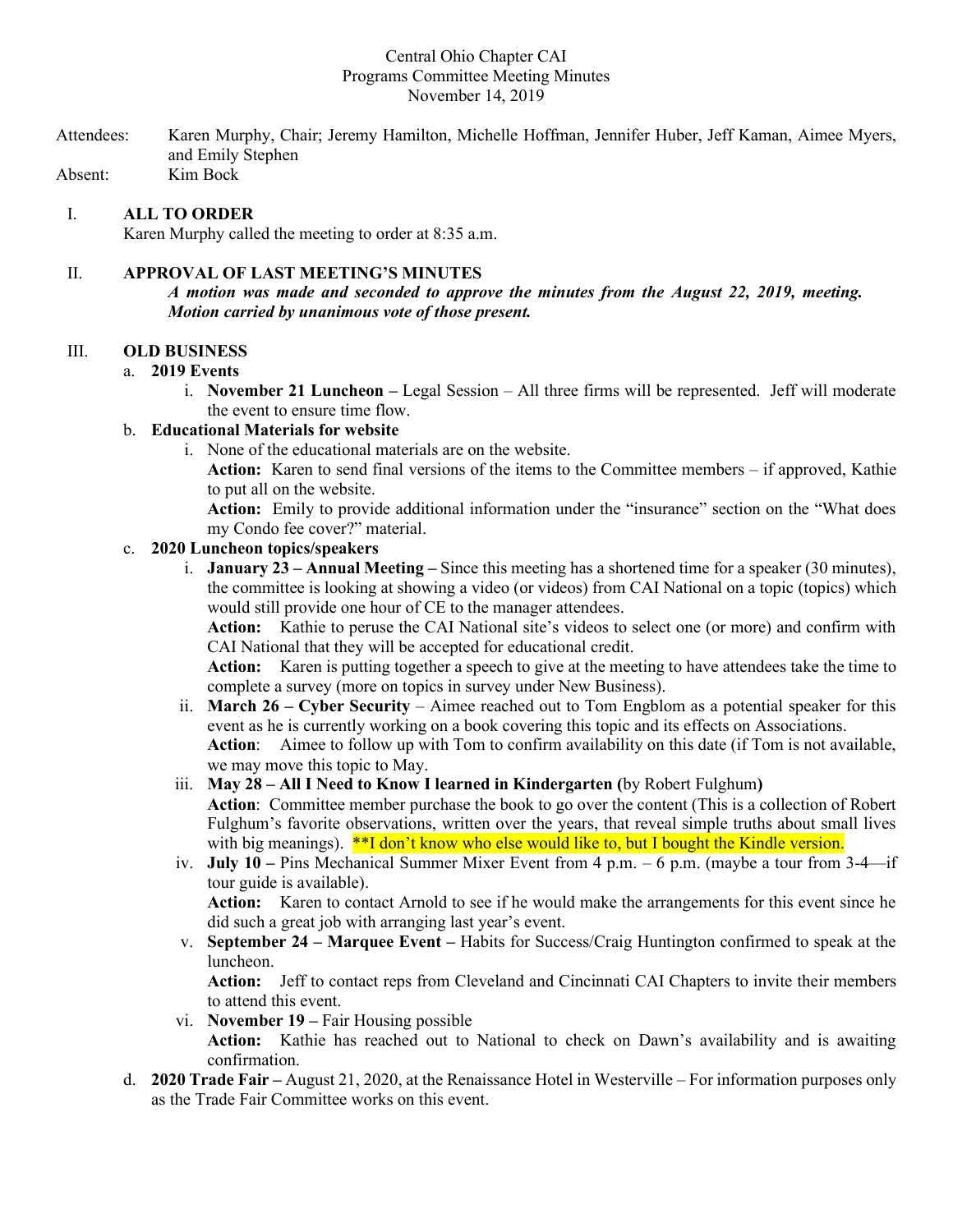Central Ohio Chapter CAI
Programs Committee Meeting Minutes
November 14, 2019

Attendees: Karen Murphy, Chair; Jeremy Hamilton, Michelle Hoffman, Jennifer Huber, Jeff Kaman, Aimee Myers, and Emily Stephen

Absent: Kim Bock

I. **ALL TO ORDER**

Karen Murphy called the meeting to order at 8:35 a.m.

II. **APPROVAL OF LAST MEETING'S MINUTES**

***A motion was made and seconded to approve the minutes from the August 22, 2019, meeting. Motion carried by unanimous vote of those present.***

III. **OLD BUSINESS**

a. **2019 Events**

   i. **November 21 Luncheon –** Legal Session – All three firms will be represented. Jeff will moderate the event to ensure time flow.

b. **Educational Materials for website**

   i. None of the educational materials are on the website.
   **Action:** Karen to send final versions of the items to the Committee members – if approved, Kathie to put all on the website.
   **Action:** Emily to provide additional information under the "insurance" section on the "What does my Condo fee cover?" material.

c. **2020 Luncheon topics/speakers**

   i. **January 23 – Annual Meeting –** Since this meeting has a shortened time for a speaker (30 minutes), the committee is looking at showing a video (or videos) from CAI National on a topic (topics) which would still provide one hour of CE to the manager attendees.
   **Action:** Kathie to peruse the CAI National site's videos to select one (or more) and confirm with CAI National that they will be accepted for educational credit.
   **Action:** Karen is putting together a speech to give at the meeting to have attendees take the time to complete a survey (more on topics in survey under New Business).

   ii. **March 26 – Cyber Security** – Aimee reached out to Tom Engblom as a potential speaker for this event as he is currently working on a book covering this topic and its effects on Associations.
   **Action**: Aimee to follow up with Tom to confirm availability on this date (if Tom is not available, we may move this topic to May.

   iii. **May 28 – All I Need to Know I learned in Kindergarten (**by Robert Fulghum**)**
   **Action**: Committee member purchase the book to go over the content (This is a collection of Robert Fulghum's favorite observations, written over the years, that reveal simple truths about small lives with big meanings). **I don't know who else would like to, but I bought the Kindle version.

   iv. **July 10 –** Pins Mechanical Summer Mixer Event from 4 p.m. – 6 p.m. (maybe a tour from 3-4—if tour guide is available).
   **Action:** Karen to contact Arnold to see if he would make the arrangements for this event since he did such a great job with arranging last year's event.

   v. **September 24 – Marquee Event –** Habits for Success/Craig Huntington confirmed to speak at the luncheon.
   **Action:** Jeff to contact reps from Cleveland and Cincinnati CAI Chapters to invite their members to attend this event.

   vi. **November 19 –** Fair Housing possible
   **Action:** Kathie has reached out to National to check on Dawn's availability and is awaiting confirmation.

d. **2020 Trade Fair –** August 21, 2020, at the Renaissance Hotel in Westerville – For information purposes only as the Trade Fair Committee works on this event.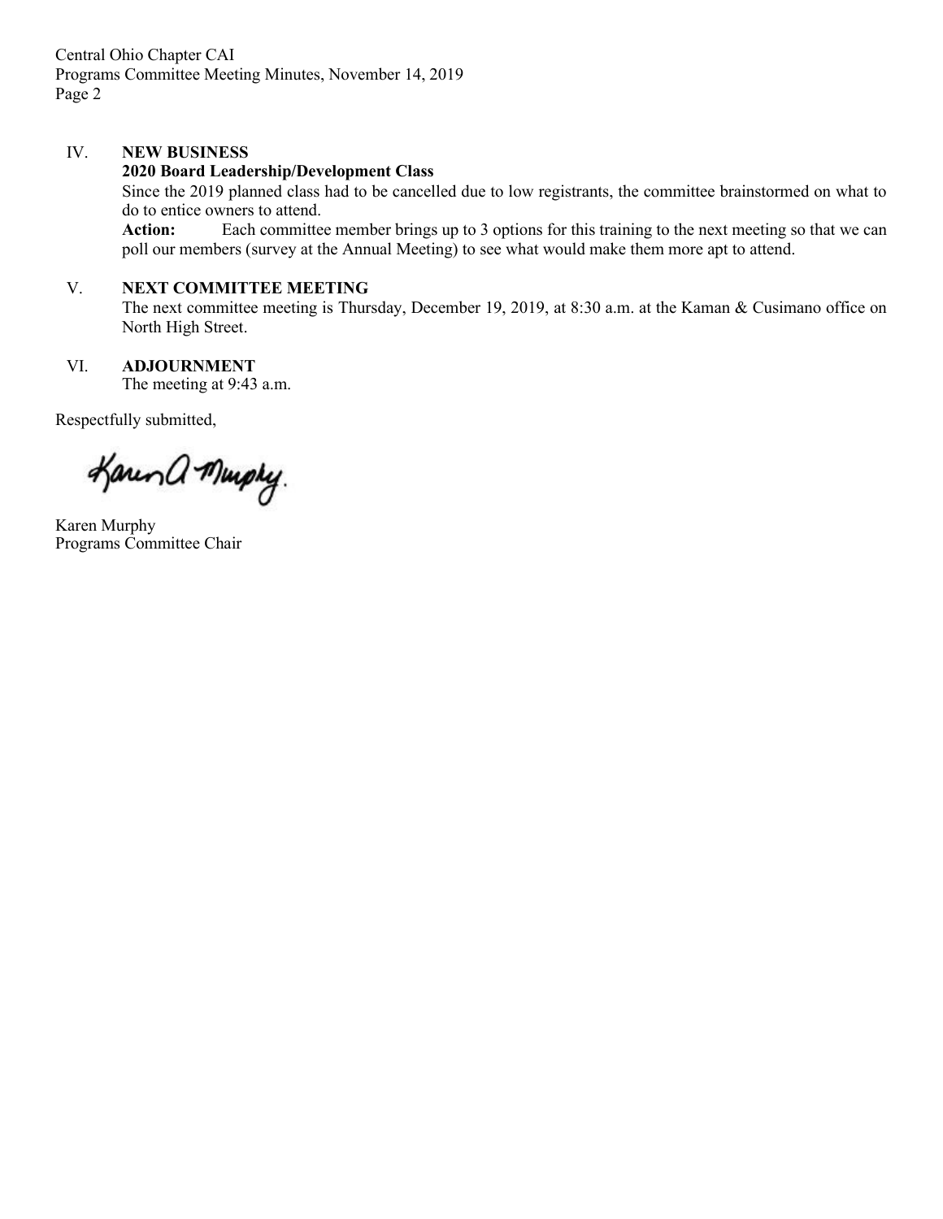## IV. NEW BUSINESS

**2020 Board Leadership/Development Class**

Since the 2019 planned class had to be cancelled due to low registrants, the committee brainstormed on what to do to entice owners to attend.

**Action:** Each committee member brings up to 3 options for this training to the next meeting so that we can poll our members (survey at the Annual Meeting) to see what would make them more apt to attend.

## V. NEXT COMMITTEE MEETING

The next committee meeting is Thursday, December 19, 2019, at 8:30 a.m. at the Kaman & Cusimano office on North High Street.

## VI. ADJOURNMENT

The meeting at 9:43 a.m.

Respectfully submitted,

Karen A Murphy

Karen Murphy
Programs Committee Chair